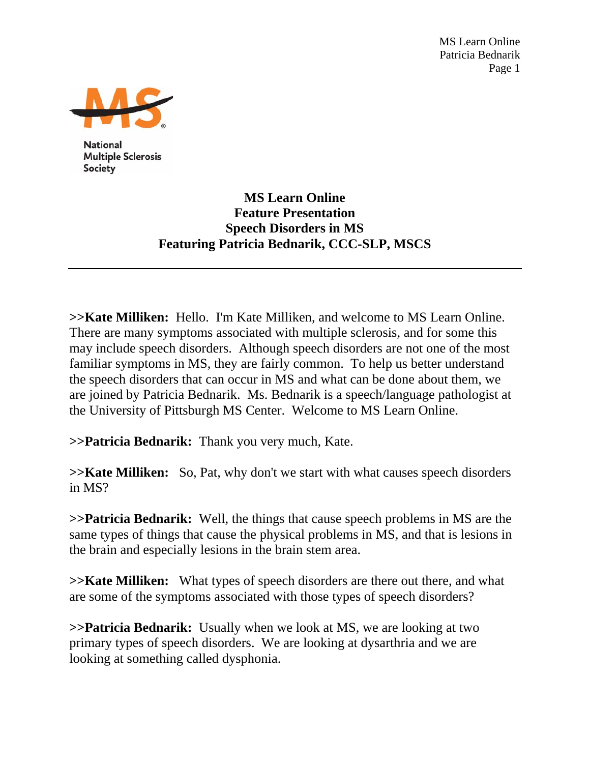National Multiple Sclerosis Society

# MS Learn Online
## Feature Presentation
## Speech Disorders in MS
## Featuring Patricia Bednarik, CCC-SLP, MSCS

---

**>>Kate Milliken:** Hello. I'm Kate Milliken, and welcome to MS Learn Online. There are many symptoms associated with multiple sclerosis, and for some this may include speech disorders. Although speech disorders are not one of the most familiar symptoms in MS, they are fairly common. To help us better understand the speech disorders that can occur in MS and what can be done about them, we are joined by Patricia Bednarik. Ms. Bednarik is a speech/language pathologist at the University of Pittsburgh MS Center. Welcome to MS Learn Online.

**>>Patricia Bednarik:** Thank you very much, Kate.

**>>Kate Milliken:** So, Pat, why don't we start with what causes speech disorders in MS?

**>>Patricia Bednarik:** Well, the things that cause speech problems in MS are the same types of things that cause the physical problems in MS, and that is lesions in the brain and especially lesions in the brain stem area.

**>>Kate Milliken:** What types of speech disorders are there out there, and what are some of the symptoms associated with those types of speech disorders?

**>>Patricia Bednarik:** Usually when we look at MS, we are looking at two primary types of speech disorders. We are looking at dysarthria and we are looking at something called dysphonia.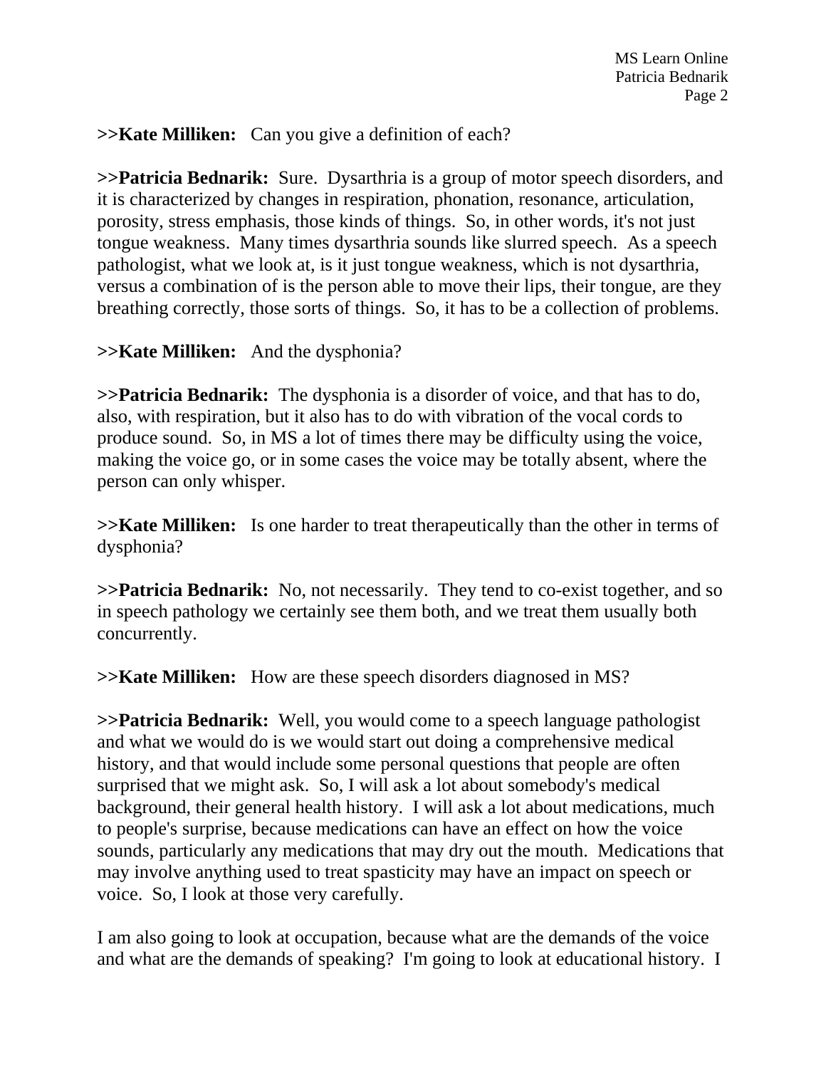**>>Kate Milliken:** Can you give a definition of each?

**>>Patricia Bednarik:** Sure. Dysarthria is a group of motor speech disorders, and it is characterized by changes in respiration, phonation, resonance, articulation, porosity, stress emphasis, those kinds of things. So, in other words, it's not just tongue weakness. Many times dysarthria sounds like slurred speech. As a speech pathologist, what we look at, is it just tongue weakness, which is not dysarthria, versus a combination of is the person able to move their lips, their tongue, are they breathing correctly, those sorts of things. So, it has to be a collection of problems.

**>>Kate Milliken:** And the dysphonia?

**>>Patricia Bednarik:** The dysphonia is a disorder of voice, and that has to do, also, with respiration, but it also has to do with vibration of the vocal cords to produce sound. So, in MS a lot of times there may be difficulty using the voice, making the voice go, or in some cases the voice may be totally absent, where the person can only whisper.

**>>Kate Milliken:** Is one harder to treat therapeutically than the other in terms of dysphonia?

**>>Patricia Bednarik:** No, not necessarily. They tend to co-exist together, and so in speech pathology we certainly see them both, and we treat them usually both concurrently.

**>>Kate Milliken:** How are these speech disorders diagnosed in MS?

**>>Patricia Bednarik:** Well, you would come to a speech language pathologist and what we would do is we would start out doing a comprehensive medical history, and that would include some personal questions that people are often surprised that we might ask. So, I will ask a lot about somebody's medical background, their general health history. I will ask a lot about medications, much to people's surprise, because medications can have an effect on how the voice sounds, particularly any medications that may dry out the mouth. Medications that may involve anything used to treat spasticity may have an impact on speech or voice. So, I look at those very carefully.

I am also going to look at occupation, because what are the demands of the voice and what are the demands of speaking? I'm going to look at educational history. I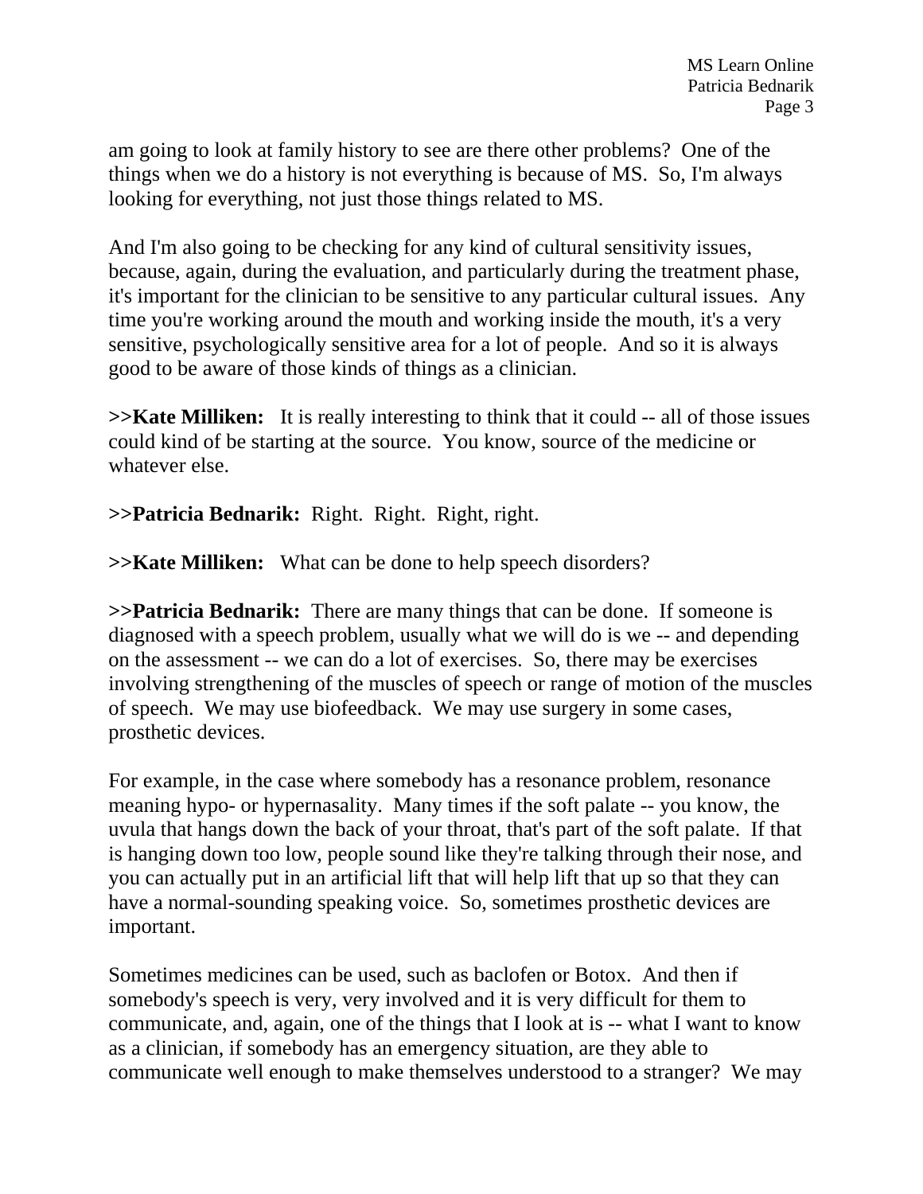am going to look at family history to see are there other problems? One of the things when we do a history is not everything is because of MS. So, I'm always looking for everything, not just those things related to MS.

And I'm also going to be checking for any kind of cultural sensitivity issues, because, again, during the evaluation, and particularly during the treatment phase, it's important for the clinician to be sensitive to any particular cultural issues. Any time you're working around the mouth and working inside the mouth, it's a very sensitive, psychologically sensitive area for a lot of people. And so it is always good to be aware of those kinds of things as a clinician.

**>>Kate Milliken:** It is really interesting to think that it could -- all of those issues could kind of be starting at the source. You know, source of the medicine or whatever else.

**>>Patricia Bednarik:** Right. Right. Right, right.

**>>Kate Milliken:** What can be done to help speech disorders?

**>>Patricia Bednarik:** There are many things that can be done. If someone is diagnosed with a speech problem, usually what we will do is we -- and depending on the assessment -- we can do a lot of exercises. So, there may be exercises involving strengthening of the muscles of speech or range of motion of the muscles of speech. We may use biofeedback. We may use surgery in some cases, prosthetic devices.

For example, in the case where somebody has a resonance problem, resonance meaning hypo- or hypernasality. Many times if the soft palate -- you know, the uvula that hangs down the back of your throat, that's part of the soft palate. If that is hanging down too low, people sound like they're talking through their nose, and you can actually put in an artificial lift that will help lift that up so that they can have a normal-sounding speaking voice. So, sometimes prosthetic devices are important.

Sometimes medicines can be used, such as baclofen or Botox. And then if somebody's speech is very, very involved and it is very difficult for them to communicate, and, again, one of the things that I look at is -- what I want to know as a clinician, if somebody has an emergency situation, are they able to communicate well enough to make themselves understood to a stranger? We may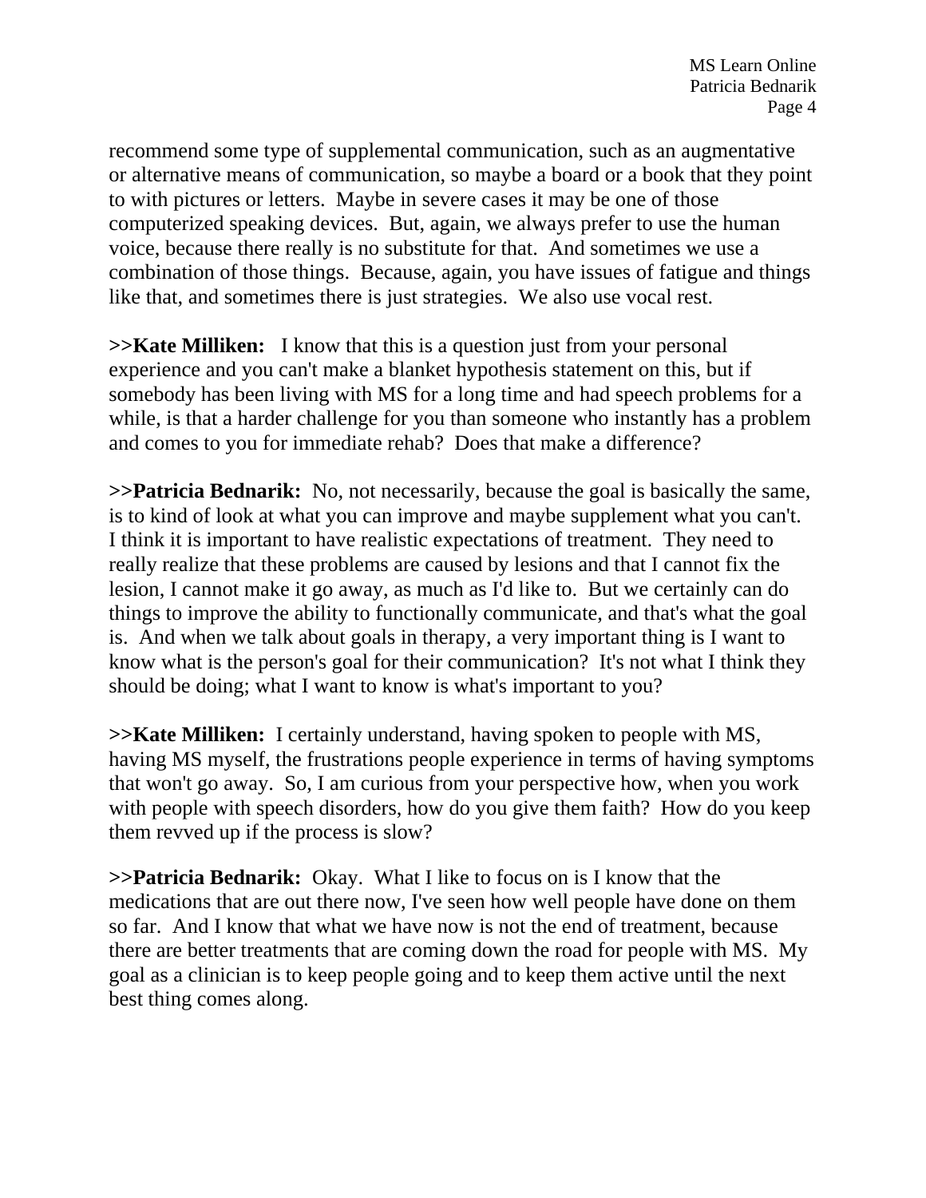recommend some type of supplemental communication, such as an augmentative or alternative means of communication, so maybe a board or a book that they point to with pictures or letters. Maybe in severe cases it may be one of those computerized speaking devices. But, again, we always prefer to use the human voice, because there really is no substitute for that. And sometimes we use a combination of those things. Because, again, you have issues of fatigue and things like that, and sometimes there is just strategies. We also use vocal rest.

**>>Kate Milliken:** I know that this is a question just from your personal experience and you can't make a blanket hypothesis statement on this, but if somebody has been living with MS for a long time and had speech problems for a while, is that a harder challenge for you than someone who instantly has a problem and comes to you for immediate rehab? Does that make a difference?

**>>Patricia Bednarik:** No, not necessarily, because the goal is basically the same, is to kind of look at what you can improve and maybe supplement what you can't. I think it is important to have realistic expectations of treatment. They need to really realize that these problems are caused by lesions and that I cannot fix the lesion, I cannot make it go away, as much as I'd like to. But we certainly can do things to improve the ability to functionally communicate, and that's what the goal is. And when we talk about goals in therapy, a very important thing is I want to know what is the person's goal for their communication? It's not what I think they should be doing; what I want to know is what's important to you?

**>>Kate Milliken:** I certainly understand, having spoken to people with MS, having MS myself, the frustrations people experience in terms of having symptoms that won't go away. So, I am curious from your perspective how, when you work with people with speech disorders, how do you give them faith? How do you keep them revved up if the process is slow?

**>>Patricia Bednarik:** Okay. What I like to focus on is I know that the medications that are out there now, I've seen how well people have done on them so far. And I know that what we have now is not the end of treatment, because there are better treatments that are coming down the road for people with MS. My goal as a clinician is to keep people going and to keep them active until the next best thing comes along.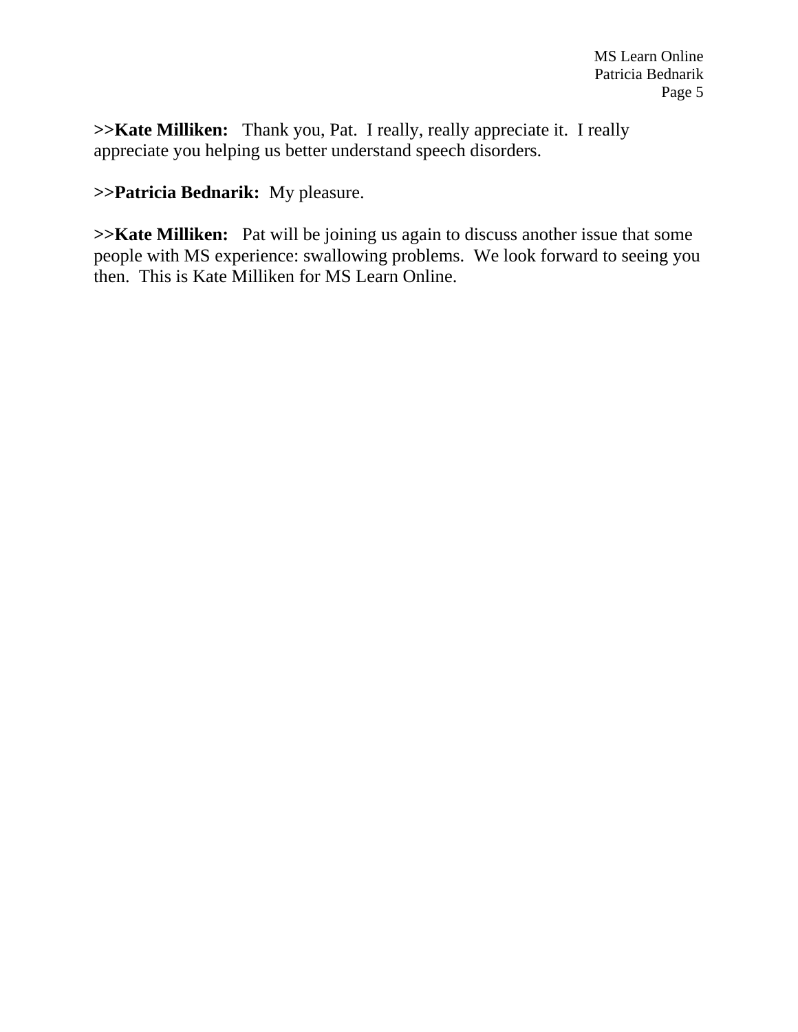**>>Kate Milliken:** Thank you, Pat. I really, really appreciate it. I really appreciate you helping us better understand speech disorders.

**>>Patricia Bednarik:** My pleasure.

**>>Kate Milliken:** Pat will be joining us again to discuss another issue that some people with MS experience: swallowing problems. We look forward to seeing you then. This is Kate Milliken for MS Learn Online.